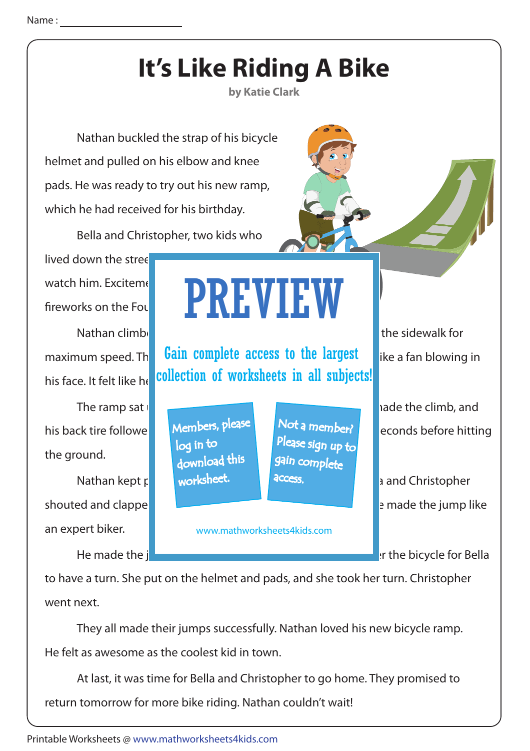Name : ______________________

# It's Like Riding A Bike

**by Katie Clark**

Nathan buckled the strap of his bicycle helmet and pulled on his elbow and knee pads. He was ready to try out his new ramp, which he had received for his birthday.

Bella and Christopher, two kids who lived down the stree watch him. Exciteme fireworks on the Fou

Nathan climb the sidewalk for maximum speed. Th ike a fan blowing in his face. It felt like he

The ramp sat ıade the climb, and his back tire followe econds before hitting the ground.

Nathan kept p a and Christopher shouted and clappe e made the jump like an expert biker.

He made the j r the bicycle for Bella to have a turn. She put on the helmet and pads, and she took her turn. Christopher went next.

They all made their jumps successfully. Nathan loved his new bicycle ramp. He felt as awesome as the coolest kid in town.

At last, it was time for Bella and Christopher to go home. They promised to return tomorrow for more bike riding. Nathan couldn't wait!

PREVIEW

Gain complete access to the largest collection of worksheets in all subjects!

Members, please log in to download this worksheet.

Not a member? Please sign up to gain complete access.

www.mathworksheets4kids.com

Printable Worksheets @ www.mathworksheets4kids.com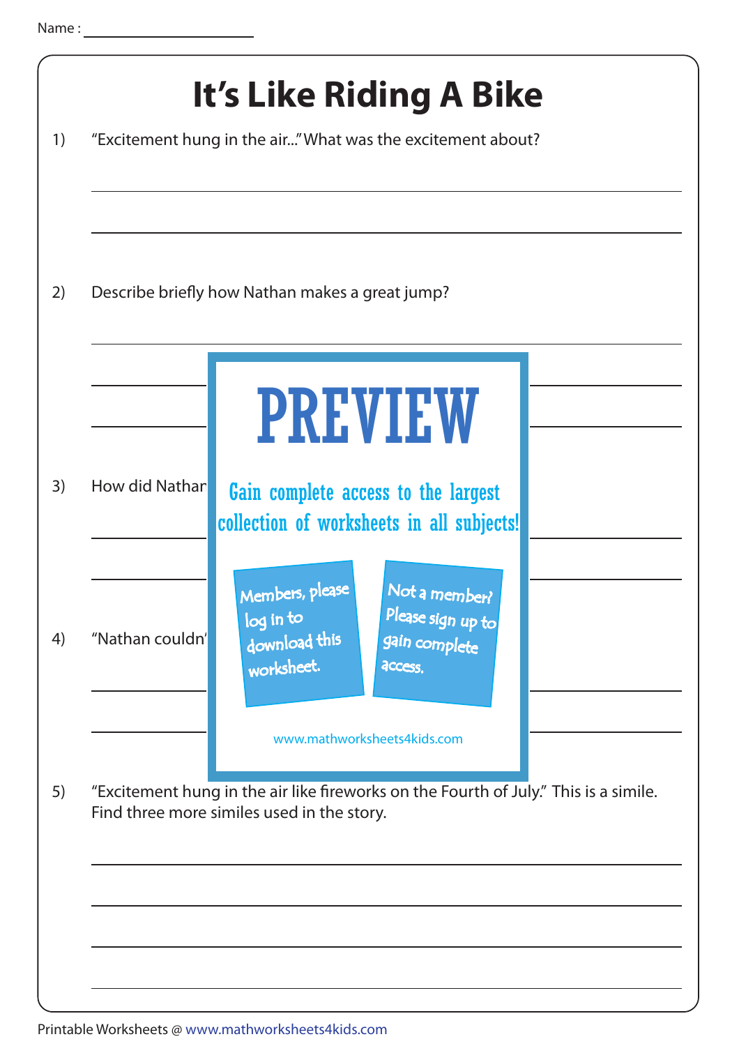Name :

# It's Like Riding A Bike

1) "Excitement hung in the air..." What was the excitement about?

2) Describe briefly how Nathan makes a great jump?

3) How did Nathan

4) "Nathan couldn'

PREVIEW

Gain complete access to the largest collection of worksheets in all subjects!

Members, please log in to download this worksheet.

Not a member? Please sign up to gain complete access.

www.mathworksheets4kids.com

5) "Excitement hung in the air like fireworks on the Fourth of July." This is a simile. Find three more similes used in the story.

Printable Worksheets @ www.mathworksheets4kids.com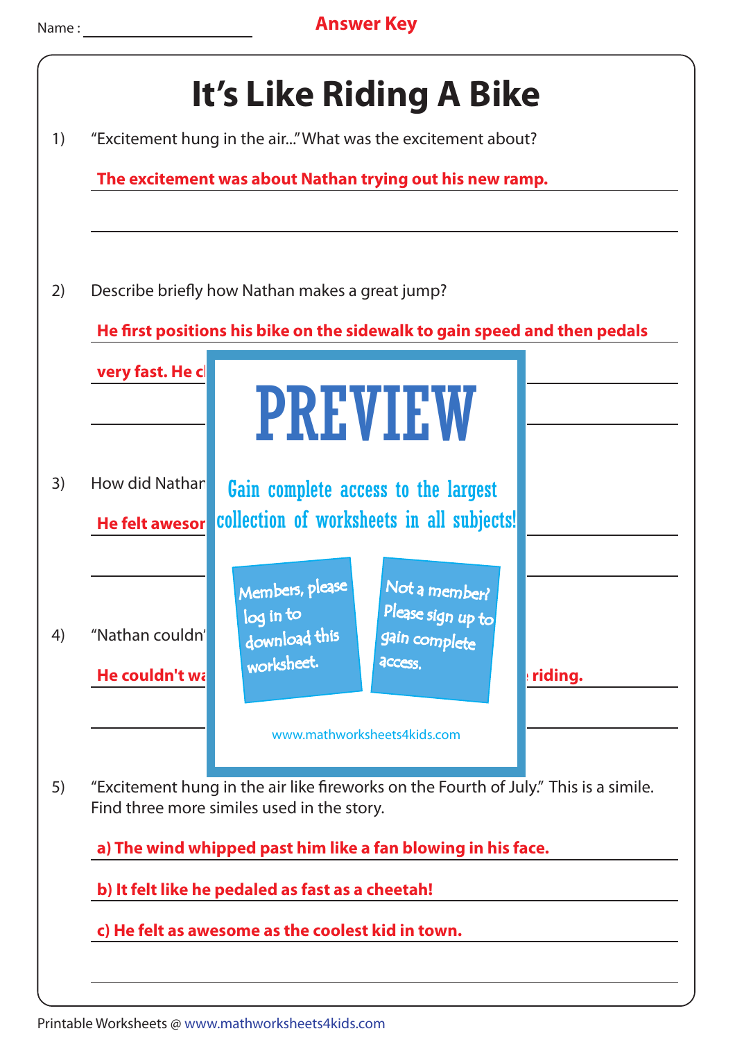Name :

**Answer Key**

# It's Like Riding A Bike

1) "Excitement hung in the air..." What was the excitement about?

**The excitement was about Nathan trying out his new ramp.**

2) Describe briefly how Nathan makes a great jump?

**He first positions his bike on the sidewalk to gain speed and then pedals**

**very fast. He cl**

3) How did Nathan

**He felt awesor**

PREVIEW

Gain complete access to the largest collection of worksheets in all subjects!

Members, please log in to download this worksheet.

Not a member? Please sign up to gain complete access.

www.mathworksheets4kids.com

4) "Nathan couldn'

**He couldn't wa** **riding.**

5) "Excitement hung in the air like fireworks on the Fourth of July." This is a simile. Find three more similes used in the story.

**a) The wind whipped past him like a fan blowing in his face.**

**b) It felt like he pedaled as fast as a cheetah!**

**c) He felt as awesome as the coolest kid in town.**

Printable Worksheets @ www.mathworksheets4kids.com